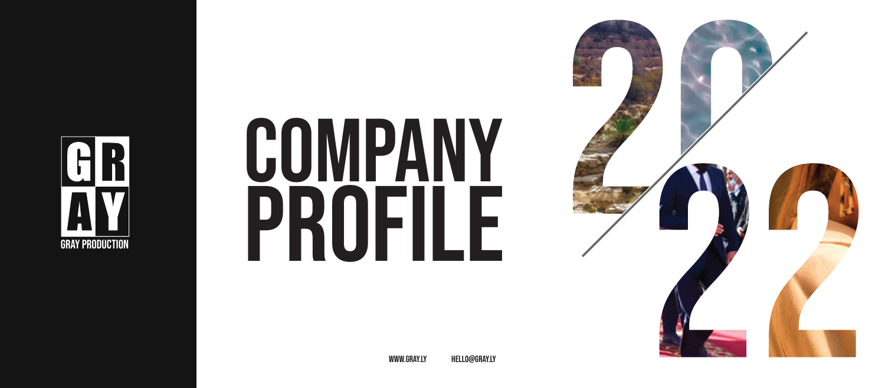GR
AY
GRAY PRODUCTION

# COMPANY PROFILE

2022

WWW.GRAY.LY HELLO@GRAY.LY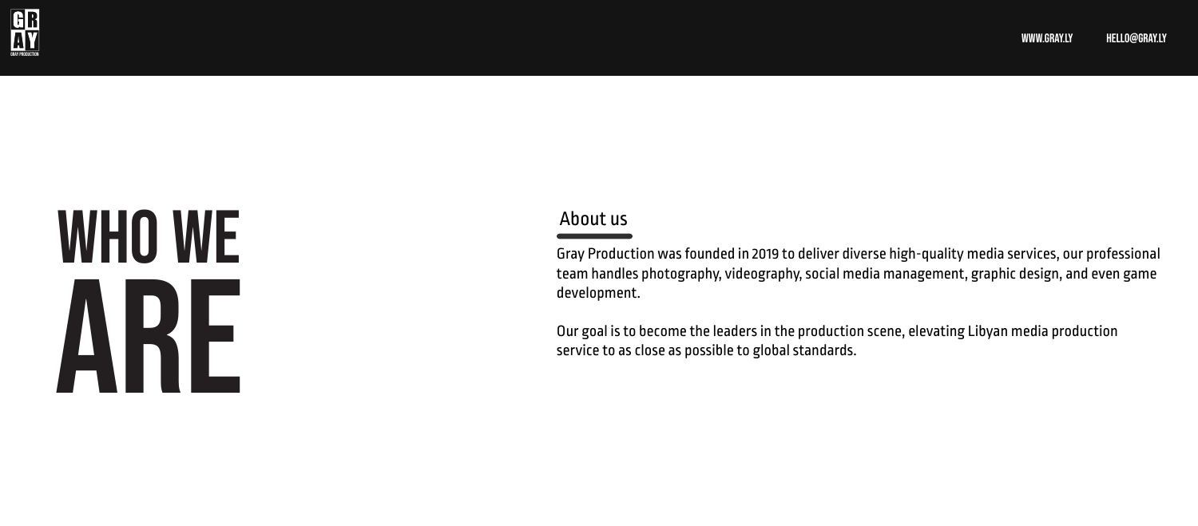# WHO WE ARE

## About us

Gray Production was founded in 2019 to deliver diverse high-quality media services, our professional team handles photography, videography, social media management, graphic design, and even game development.

Our goal is to become the leaders in the production scene, elevating Libyan media production service to as close as possible to global standards.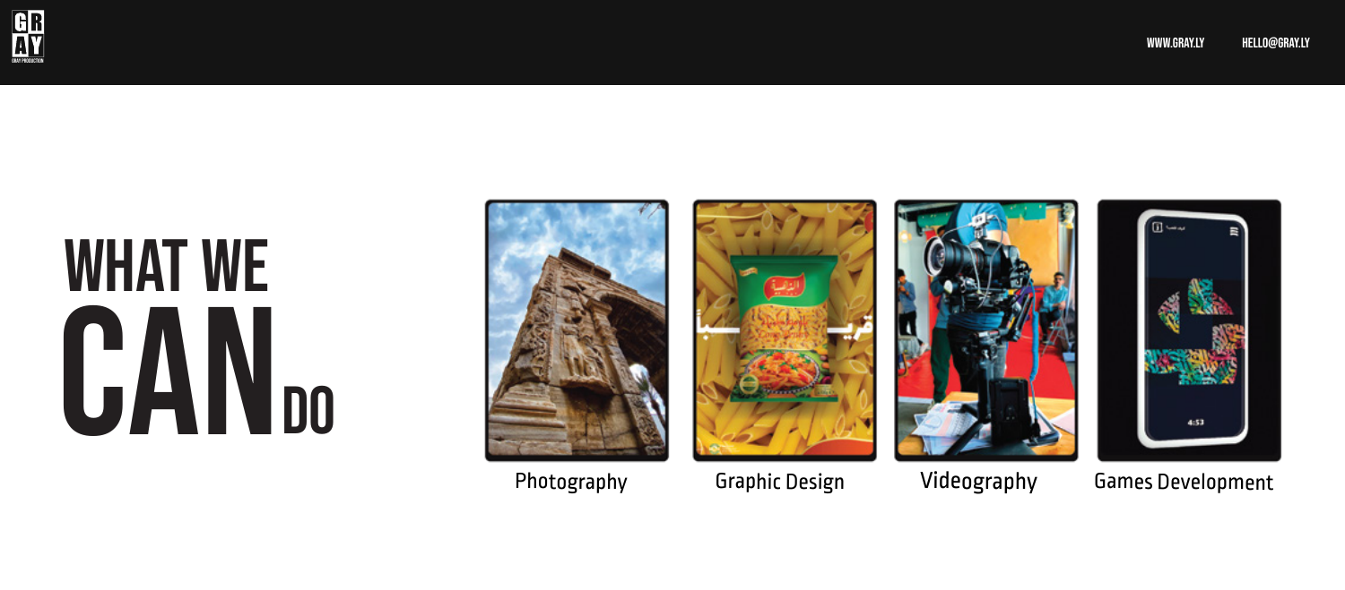# WHAT WE CAN DO

Photography

Graphic Design

Videography

Games Development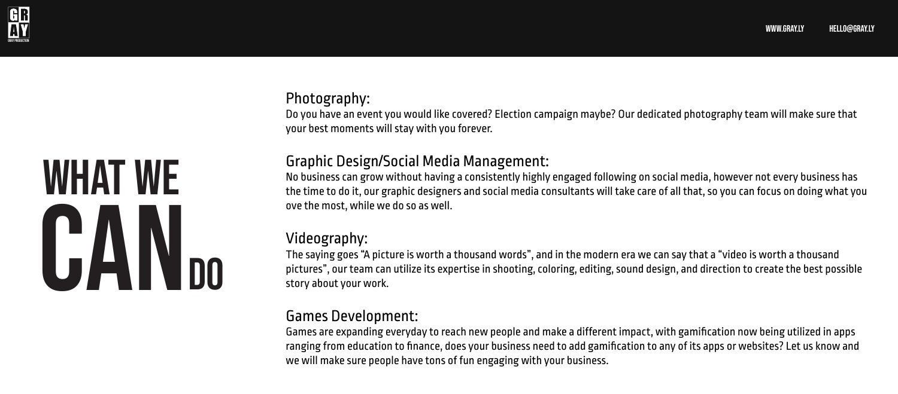# WHAT WE CAN DO

## Photography:

Do you have an event you would like covered? Election campaign maybe? Our dedicated photography team will make sure that your best moments will stay with you forever.

## Graphic Design/Social Media Management:

No business can grow without having a consistently highly engaged following on social media, however not every business has the time to do it, our graphic designers and social media consultants will take care of all that, so you can focus on doing what you ove the most, while we do so as well.

## Videography:

The saying goes "A picture is worth a thousand words", and in the modern era we can say that a "video is worth a thousand pictures", our team can utilize its expertise in shooting, coloring, editing, sound design, and direction to create the best possible story about your work.

## Games Development:

Games are expanding everyday to reach new people and make a different impact, with gamification now being utilized in apps ranging from education to finance, does your business need to add gamification to any of its apps or websites? Let us know and we will make sure people have tons of fun engaging with your business.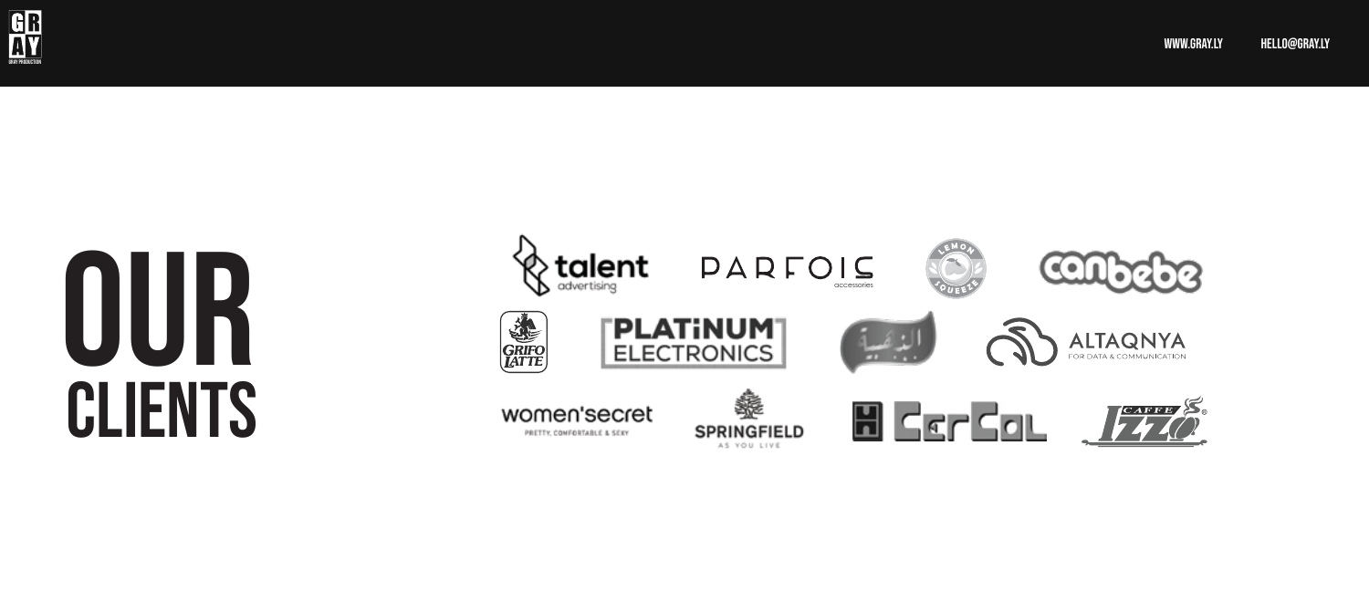# OUR CLIENTS

talent advertising

PARFOIS accessories

LEMON SQUEEZE

canbebe

GRIFO LATTE

PLATINUM ELECTRONICS

الذهبية

ALTAQNYA FOR DATA & COMMUNICATION

women'secret PRETTY, COMFORTABLE & SEXY

SPRINGFIELD AS YOU LIVE

CerCol

CAFFE IZZO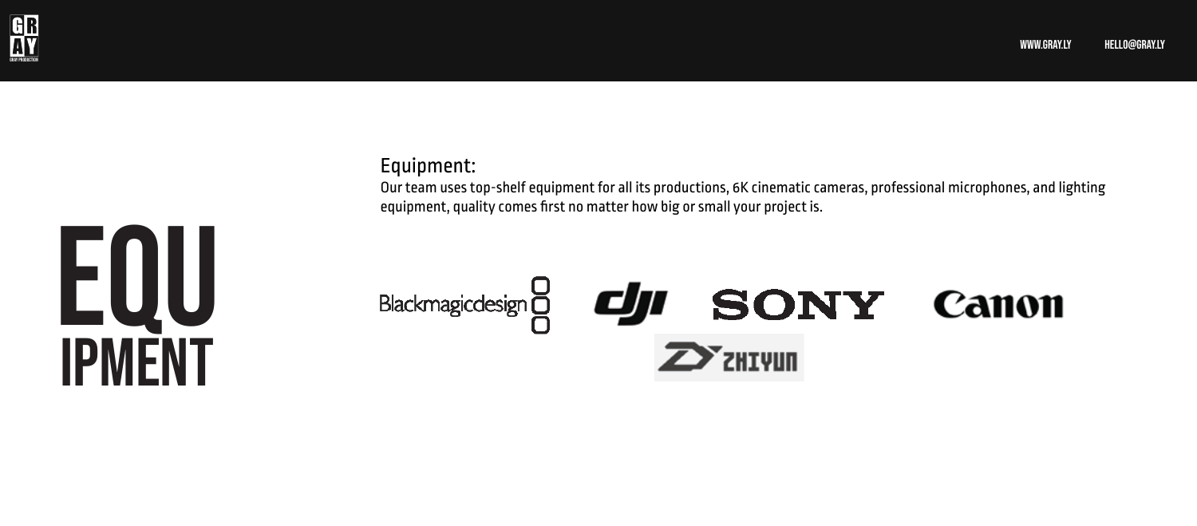# EQU IPMENT

## Equipment:

Our team uses top-shelf equipment for all its productions, 6K cinematic cameras, professional microphones, and lighting equipment, quality comes first no matter how big or small your project is.

Blackmagicdesign dji SONY Canon ZHIYUN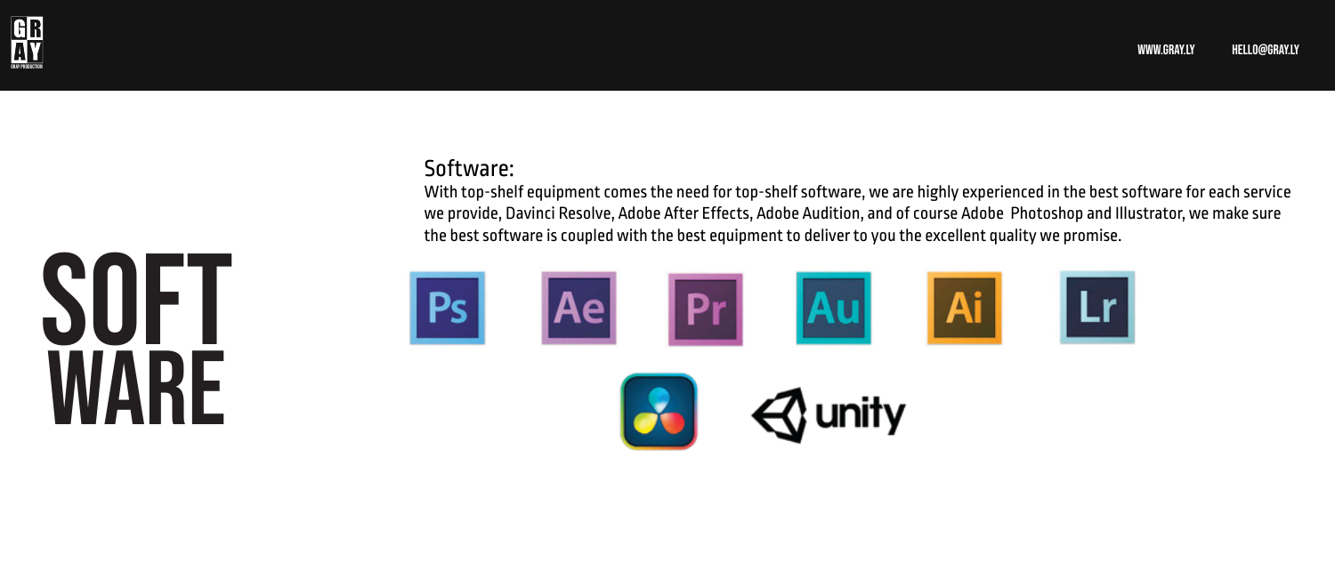# SOFT WARE

## Software:

With top-shelf equipment comes the need for top-shelf software, we are highly experienced in the best software for each service we provide, Davinci Resolve, Adobe After Effects, Adobe Audition, and of course Adobe Photoshop and Illustrator, we make sure the best software is coupled with the best equipment to deliver to you the excellent quality we promise.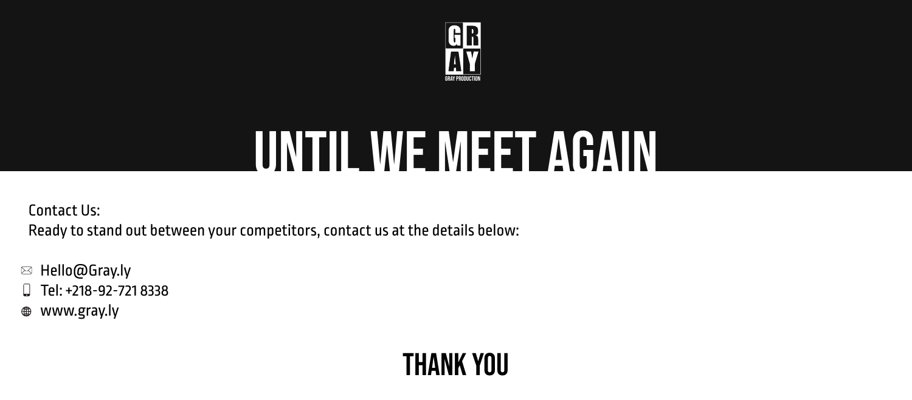GR
AY
GRAY PRODUCTION

# UNTIL WE MEET AGAIN

Contact Us:
Ready to stand out between your competitors, contact us at the details below:

- Hello@Gray.ly
- Tel: +218-92-721 8338
- www.gray.ly

## THANK YOU